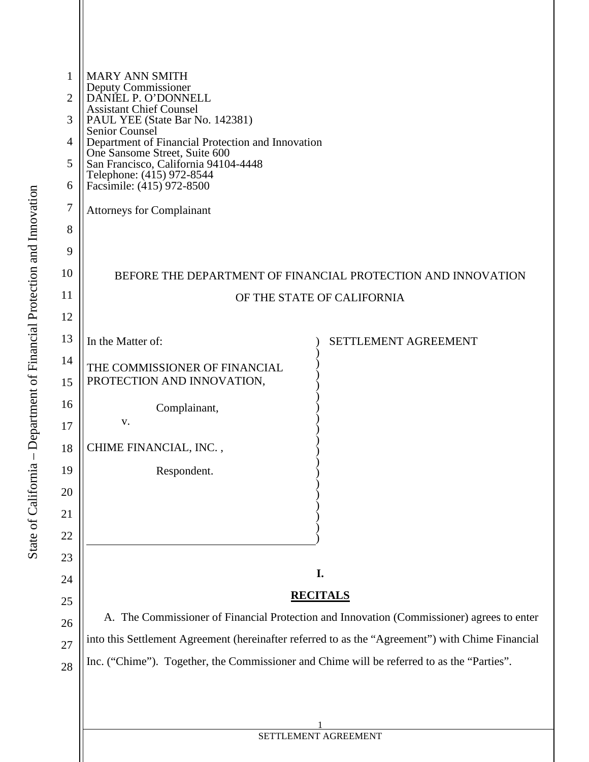MARY ANN SMITH
Deputy Commissioner
DANIEL P. O'DONNELL
Assistant Chief Counsel
PAUL YEE (State Bar No. 142381)
Senior Counsel
Department of Financial Protection and Innovation
One Sansome Street, Suite 600
San Francisco, California 94104-4448
Telephone: (415) 972-8544
Facsimile: (415) 972-8500

Attorneys for Complainant

BEFORE THE DEPARTMENT OF FINANCIAL PROTECTION AND INNOVATION

OF THE STATE OF CALIFORNIA

In the Matter of:

THE COMMISSIONER OF FINANCIAL PROTECTION AND INNOVATION,

Complainant,

v.

CHIME FINANCIAL, INC. ,

Respondent.

SETTLEMENT AGREEMENT

## I.

## RECITALS

A. The Commissioner of Financial Protection and Innovation (Commissioner) agrees to enter into this Settlement Agreement (hereinafter referred to as the "Agreement") with Chime Financial Inc. ("Chime"). Together, the Commissioner and Chime will be referred to as the "Parties".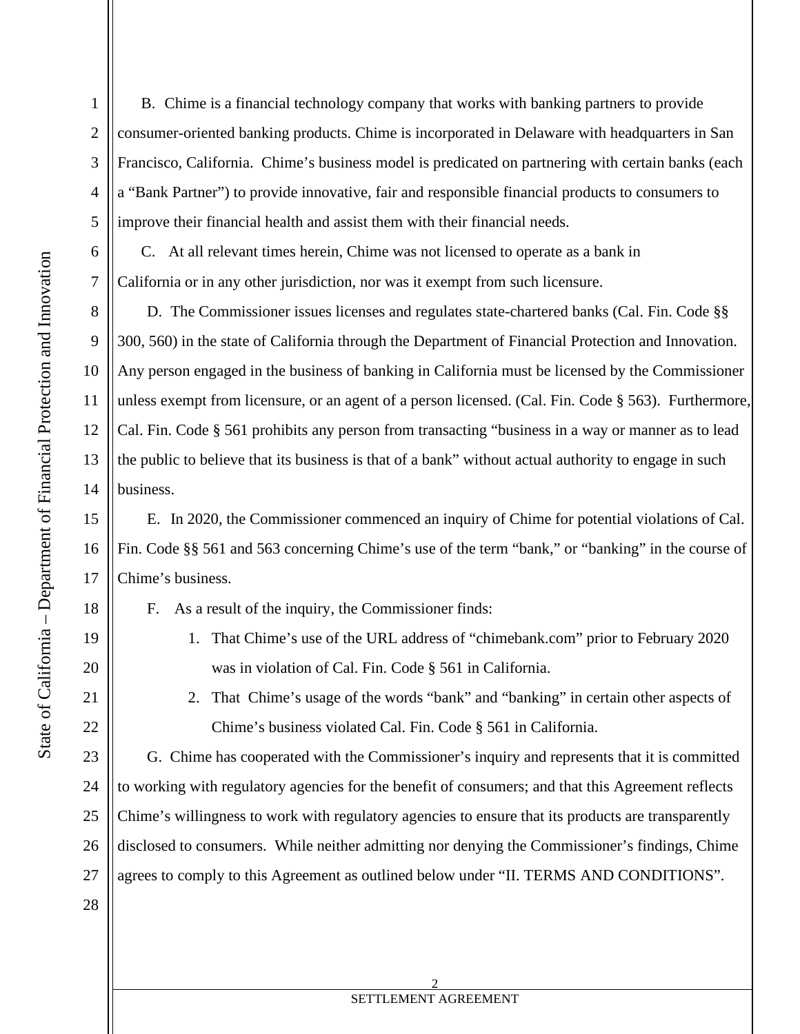B. Chime is a financial technology company that works with banking partners to provide consumer-oriented banking products. Chime is incorporated in Delaware with headquarters in San Francisco, California. Chime's business model is predicated on partnering with certain banks (each a "Bank Partner") to provide innovative, fair and responsible financial products to consumers to improve their financial health and assist them with their financial needs.

C. At all relevant times herein, Chime was not licensed to operate as a bank in California or in any other jurisdiction, nor was it exempt from such licensure.

D. The Commissioner issues licenses and regulates state-chartered banks (Cal. Fin. Code §§ 300, 560) in the state of California through the Department of Financial Protection and Innovation. Any person engaged in the business of banking in California must be licensed by the Commissioner unless exempt from licensure, or an agent of a person licensed. (Cal. Fin. Code § 563). Furthermore, Cal. Fin. Code § 561 prohibits any person from transacting "business in a way or manner as to lead the public to believe that its business is that of a bank" without actual authority to engage in such business.

E. In 2020, the Commissioner commenced an inquiry of Chime for potential violations of Cal. Fin. Code §§ 561 and 563 concerning Chime's use of the term "bank," or "banking" in the course of Chime's business.

F. As a result of the inquiry, the Commissioner finds:

1. That Chime's use of the URL address of "chimebank.com" prior to February 2020 was in violation of Cal. Fin. Code § 561 in California.
2. That Chime's usage of the words "bank" and "banking" in certain other aspects of Chime's business violated Cal. Fin. Code § 561 in California.

G. Chime has cooperated with the Commissioner's inquiry and represents that it is committed to working with regulatory agencies for the benefit of consumers; and that this Agreement reflects Chime's willingness to work with regulatory agencies to ensure that its products are transparently disclosed to consumers. While neither admitting nor denying the Commissioner's findings, Chime agrees to comply to this Agreement as outlined below under "II. TERMS AND CONDITIONS".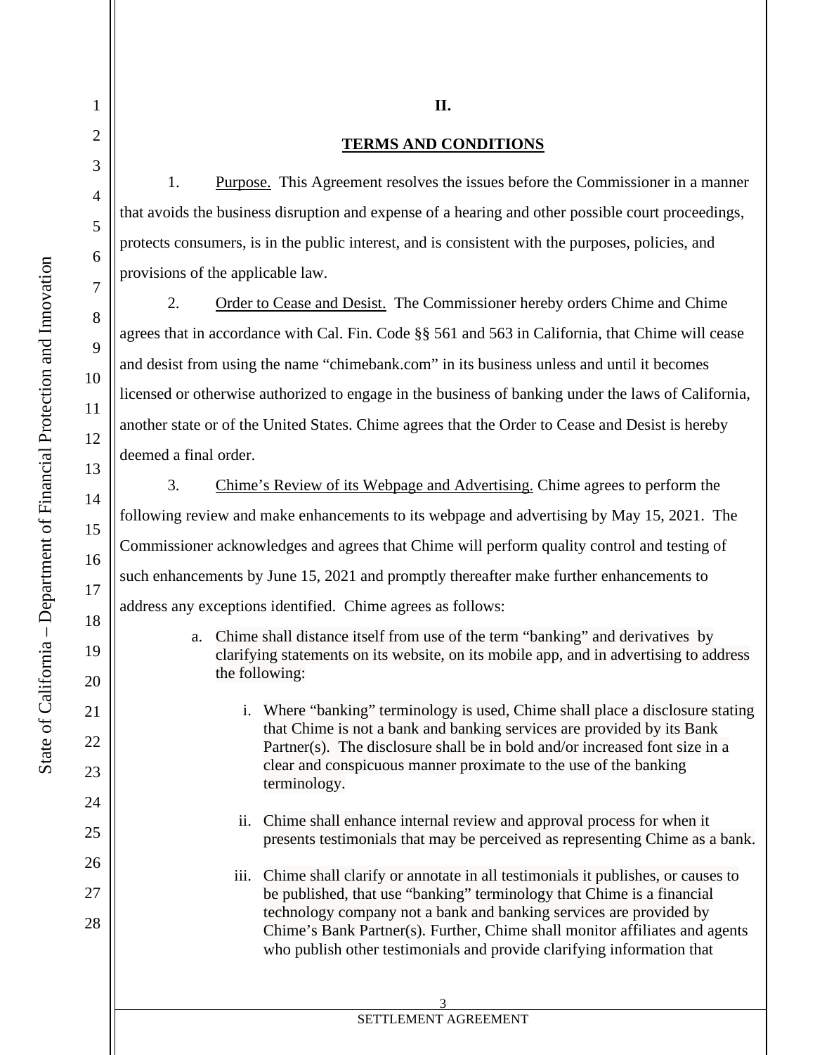## II.

## TERMS AND CONDITIONS

1. Purpose. This Agreement resolves the issues before the Commissioner in a manner that avoids the business disruption and expense of a hearing and other possible court proceedings, protects consumers, is in the public interest, and is consistent with the purposes, policies, and provisions of the applicable law.

2. Order to Cease and Desist. The Commissioner hereby orders Chime and Chime agrees that in accordance with Cal. Fin. Code §§ 561 and 563 in California, that Chime will cease and desist from using the name "chimebank.com" in its business unless and until it becomes licensed or otherwise authorized to engage in the business of banking under the laws of California, another state or of the United States. Chime agrees that the Order to Cease and Desist is hereby deemed a final order.

3. Chime's Review of its Webpage and Advertising. Chime agrees to perform the following review and make enhancements to its webpage and advertising by May 15, 2021. The Commissioner acknowledges and agrees that Chime will perform quality control and testing of such enhancements by June 15, 2021 and promptly thereafter make further enhancements to address any exceptions identified. Chime agrees as follows:

a. Chime shall distance itself from use of the term "banking" and derivatives by clarifying statements on its website, on its mobile app, and in advertising to address the following:

   i. Where "banking" terminology is used, Chime shall place a disclosure stating that Chime is not a bank and banking services are provided by its Bank Partner(s). The disclosure shall be in bold and/or increased font size in a clear and conspicuous manner proximate to the use of the banking terminology.

   ii. Chime shall enhance internal review and approval process for when it presents testimonials that may be perceived as representing Chime as a bank.

   iii. Chime shall clarify or annotate in all testimonials it publishes, or causes to be published, that use "banking" terminology that Chime is a financial technology company not a bank and banking services are provided by Chime's Bank Partner(s). Further, Chime shall monitor affiliates and agents who publish other testimonials and provide clarifying information that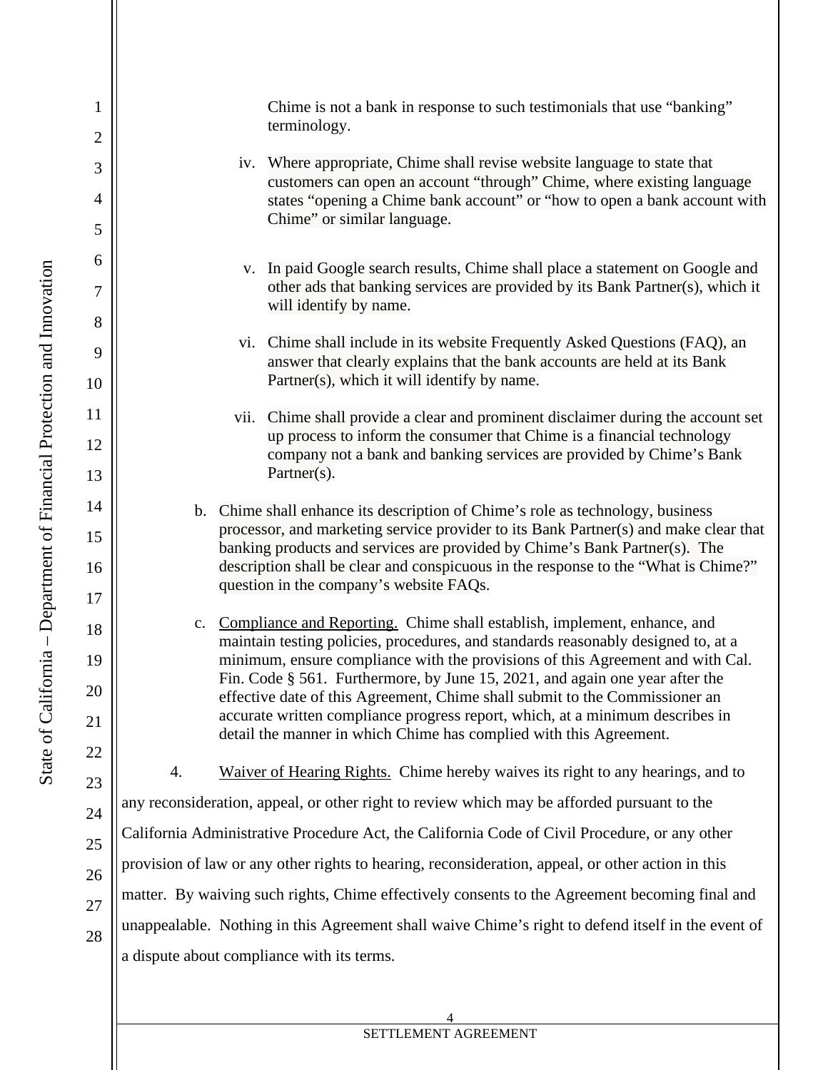Chime is not a bank in response to such testimonials that use "banking" terminology.

iv. Where appropriate, Chime shall revise website language to state that customers can open an account "through" Chime, where existing language states "opening a Chime bank account" or "how to open a bank account with Chime" or similar language.

v. In paid Google search results, Chime shall place a statement on Google and other ads that banking services are provided by its Bank Partner(s), which it will identify by name.

vi. Chime shall include in its website Frequently Asked Questions (FAQ), an answer that clearly explains that the bank accounts are held at its Bank Partner(s), which it will identify by name.

vii. Chime shall provide a clear and prominent disclaimer during the account set up process to inform the consumer that Chime is a financial technology company not a bank and banking services are provided by Chime's Bank Partner(s).

b. Chime shall enhance its description of Chime's role as technology, business processor, and marketing service provider to its Bank Partner(s) and make clear that banking products and services are provided by Chime's Bank Partner(s). The description shall be clear and conspicuous in the response to the "What is Chime?" question in the company's website FAQs.

c. Compliance and Reporting. Chime shall establish, implement, enhance, and maintain testing policies, procedures, and standards reasonably designed to, at a minimum, ensure compliance with the provisions of this Agreement and with Cal. Fin. Code § 561. Furthermore, by June 15, 2021, and again one year after the effective date of this Agreement, Chime shall submit to the Commissioner an accurate written compliance progress report, which, at a minimum describes in detail the manner in which Chime has complied with this Agreement.

4. Waiver of Hearing Rights. Chime hereby waives its right to any hearings, and to any reconsideration, appeal, or other right to review which may be afforded pursuant to the California Administrative Procedure Act, the California Code of Civil Procedure, or any other provision of law or any other rights to hearing, reconsideration, appeal, or other action in this matter. By waiving such rights, Chime effectively consents to the Agreement becoming final and unappealable. Nothing in this Agreement shall waive Chime's right to defend itself in the event of a dispute about compliance with its terms.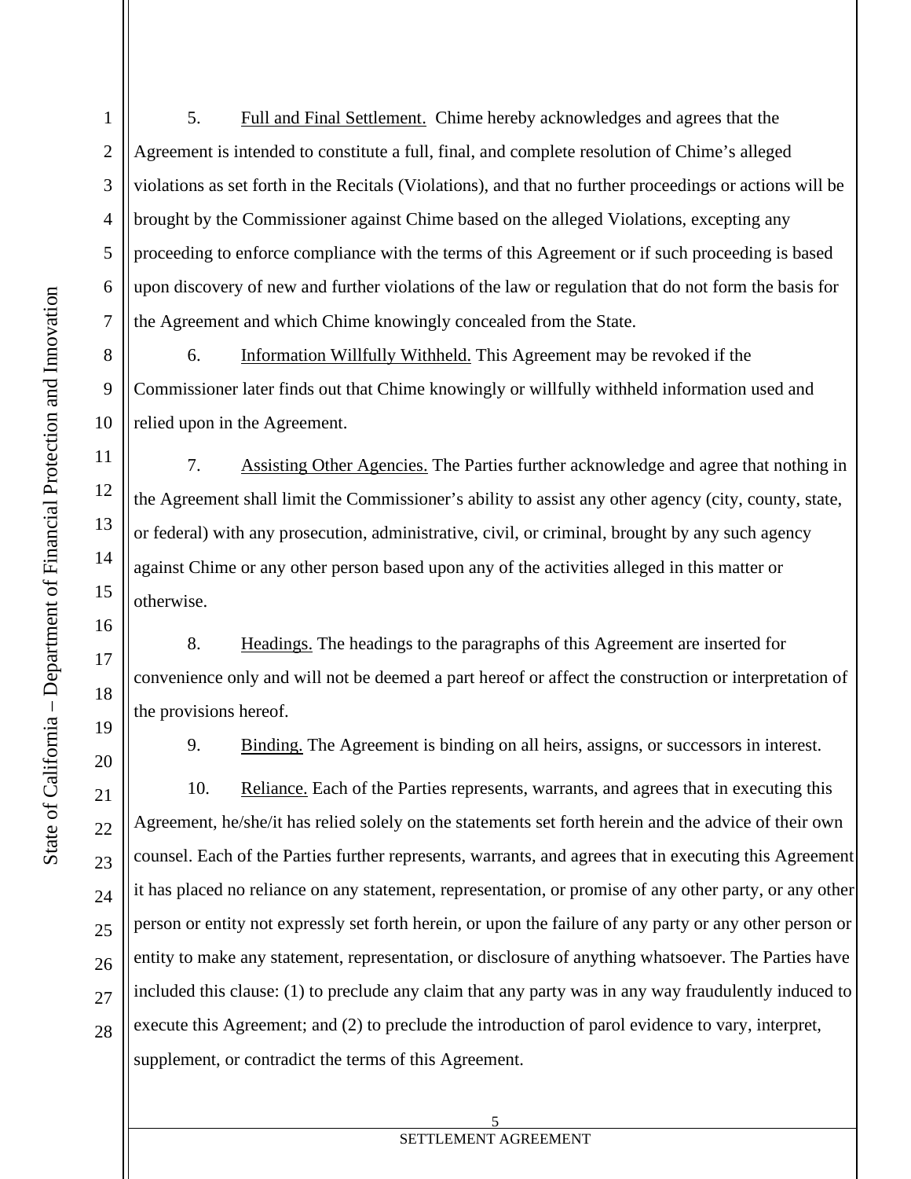5. Full and Final Settlement. Chime hereby acknowledges and agrees that the Agreement is intended to constitute a full, final, and complete resolution of Chime's alleged violations as set forth in the Recitals (Violations), and that no further proceedings or actions will be brought by the Commissioner against Chime based on the alleged Violations, excepting any proceeding to enforce compliance with the terms of this Agreement or if such proceeding is based upon discovery of new and further violations of the law or regulation that do not form the basis for the Agreement and which Chime knowingly concealed from the State.

6. Information Willfully Withheld. This Agreement may be revoked if the Commissioner later finds out that Chime knowingly or willfully withheld information used and relied upon in the Agreement.

7. Assisting Other Agencies. The Parties further acknowledge and agree that nothing in the Agreement shall limit the Commissioner's ability to assist any other agency (city, county, state, or federal) with any prosecution, administrative, civil, or criminal, brought by any such agency against Chime or any other person based upon any of the activities alleged in this matter or otherwise.

8. Headings. The headings to the paragraphs of this Agreement are inserted for convenience only and will not be deemed a part hereof or affect the construction or interpretation of the provisions hereof.

9. Binding. The Agreement is binding on all heirs, assigns, or successors in interest.

10. Reliance. Each of the Parties represents, warrants, and agrees that in executing this Agreement, he/she/it has relied solely on the statements set forth herein and the advice of their own counsel. Each of the Parties further represents, warrants, and agrees that in executing this Agreement it has placed no reliance on any statement, representation, or promise of any other party, or any other person or entity not expressly set forth herein, or upon the failure of any party or any other person or entity to make any statement, representation, or disclosure of anything whatsoever. The Parties have included this clause: (1) to preclude any claim that any party was in any way fraudulently induced to execute this Agreement; and (2) to preclude the introduction of parol evidence to vary, interpret, supplement, or contradict the terms of this Agreement.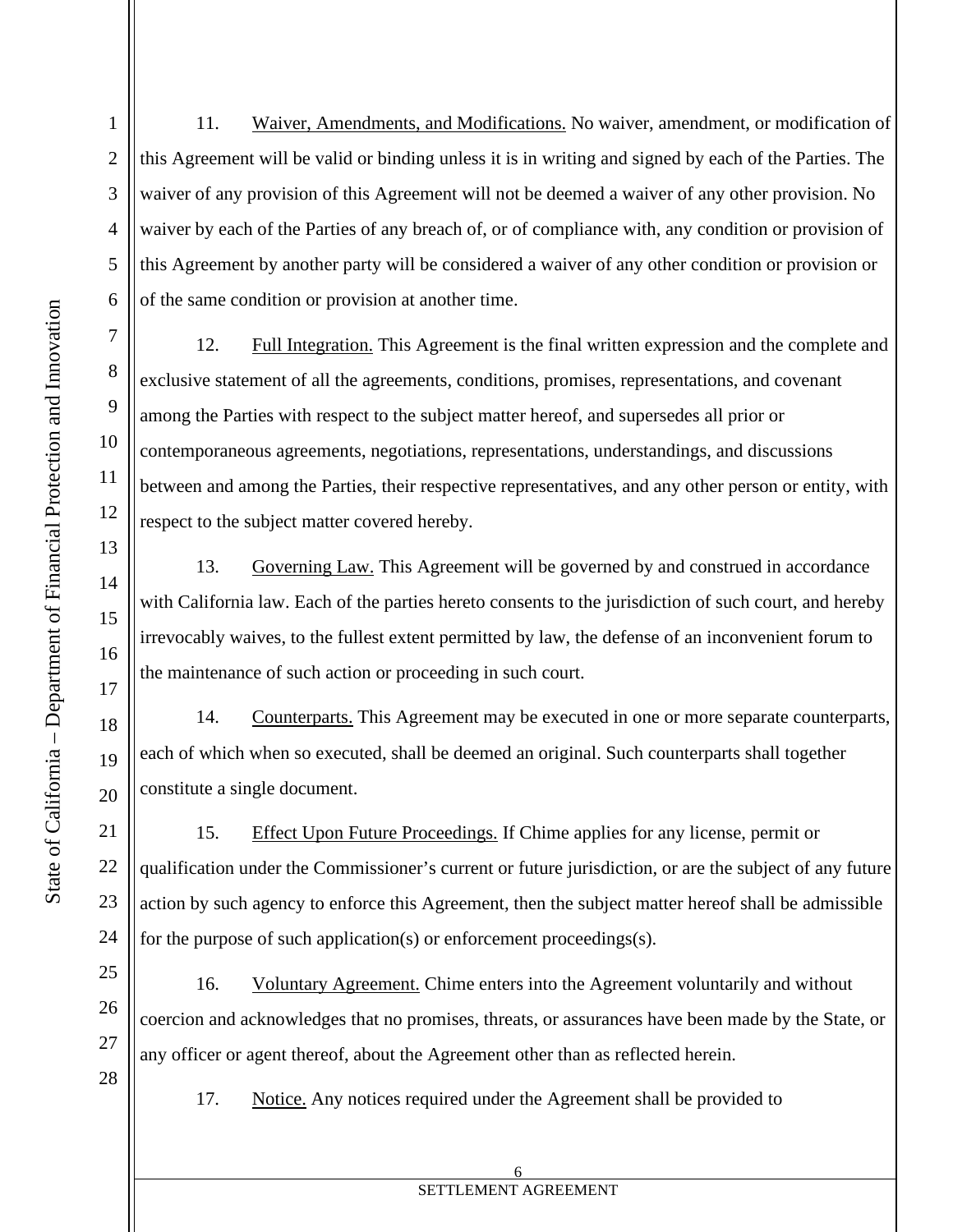11. Waiver, Amendments, and Modifications. No waiver, amendment, or modification of this Agreement will be valid or binding unless it is in writing and signed by each of the Parties. The waiver of any provision of this Agreement will not be deemed a waiver of any other provision. No waiver by each of the Parties of any breach of, or of compliance with, any condition or provision of this Agreement by another party will be considered a waiver of any other condition or provision or of the same condition or provision at another time.

12. Full Integration. This Agreement is the final written expression and the complete and exclusive statement of all the agreements, conditions, promises, representations, and covenant among the Parties with respect to the subject matter hereof, and supersedes all prior or contemporaneous agreements, negotiations, representations, understandings, and discussions between and among the Parties, their respective representatives, and any other person or entity, with respect to the subject matter covered hereby.

13. Governing Law. This Agreement will be governed by and construed in accordance with California law. Each of the parties hereto consents to the jurisdiction of such court, and hereby irrevocably waives, to the fullest extent permitted by law, the defense of an inconvenient forum to the maintenance of such action or proceeding in such court.

14. Counterparts. This Agreement may be executed in one or more separate counterparts, each of which when so executed, shall be deemed an original. Such counterparts shall together constitute a single document.

15. Effect Upon Future Proceedings. If Chime applies for any license, permit or qualification under the Commissioner's current or future jurisdiction, or are the subject of any future action by such agency to enforce this Agreement, then the subject matter hereof shall be admissible for the purpose of such application(s) or enforcement proceedings(s).

16. Voluntary Agreement. Chime enters into the Agreement voluntarily and without coercion and acknowledges that no promises, threats, or assurances have been made by the State, or any officer or agent thereof, about the Agreement other than as reflected herein.

17. Notice. Any notices required under the Agreement shall be provided to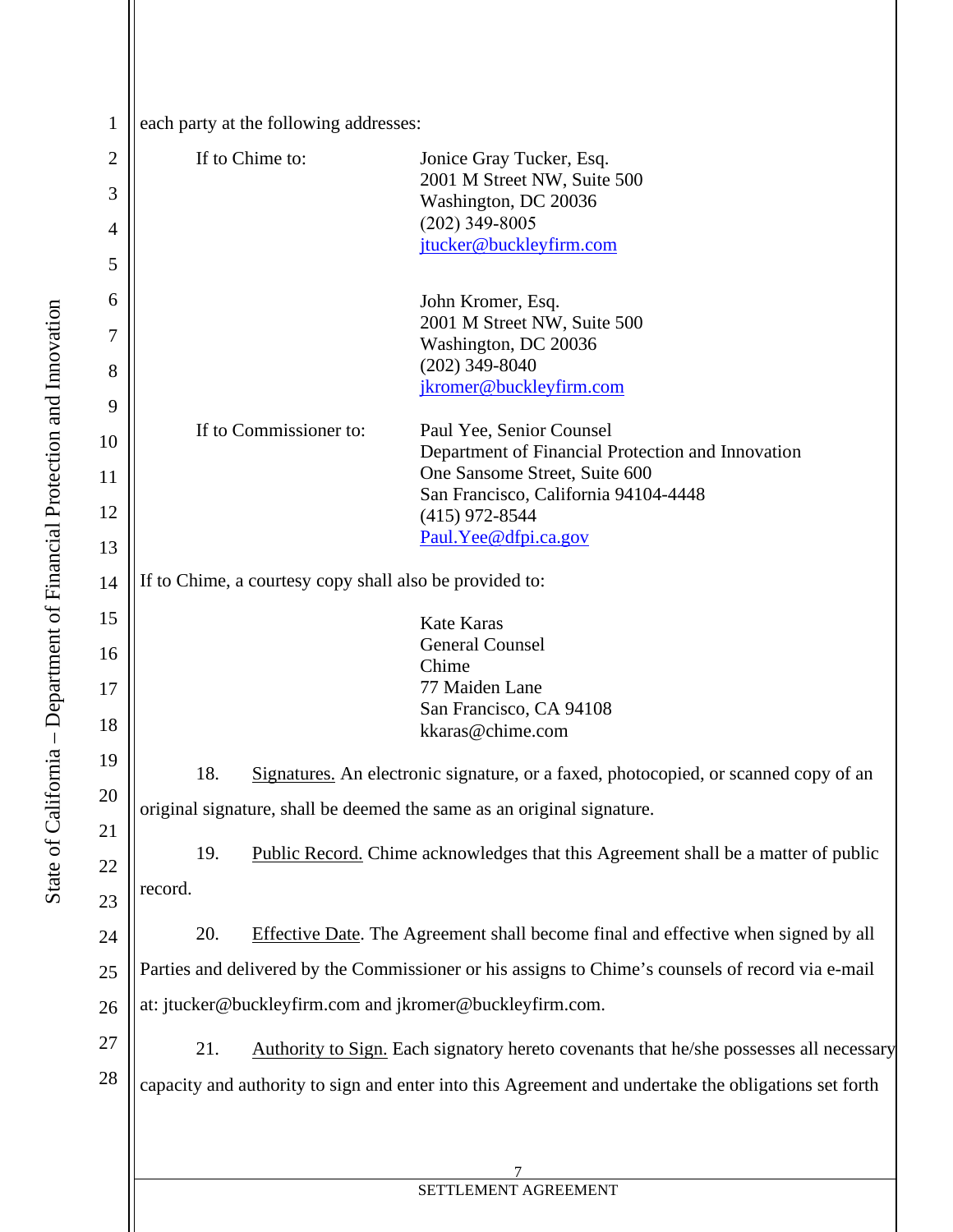each party at the following addresses:

If to Chime to:

Jonice Gray Tucker, Esq.
2001 M Street NW, Suite 500
Washington, DC 20036
(202) 349-8005
jtucker@buckleyfirm.com

John Kromer, Esq.
2001 M Street NW, Suite 500
Washington, DC 20036
(202) 349-8040
jkromer@buckleyfirm.com

If to Commissioner to:

Paul Yee, Senior Counsel
Department of Financial Protection and Innovation
One Sansome Street, Suite 600
San Francisco, California 94104-4448
(415) 972-8544
Paul.Yee@dfpi.ca.gov

If to Chime, a courtesy copy shall also be provided to:

Kate Karas
General Counsel
Chime
77 Maiden Lane
San Francisco, CA 94108
kkaras@chime.com

18. Signatures. An electronic signature, or a faxed, photocopied, or scanned copy of an original signature, shall be deemed the same as an original signature.

19. Public Record. Chime acknowledges that this Agreement shall be a matter of public record.

20. Effective Date. The Agreement shall become final and effective when signed by all Parties and delivered by the Commissioner or his assigns to Chime's counsels of record via e-mail at: jtucker@buckleyfirm.com and jkromer@buckleyfirm.com.

21. Authority to Sign. Each signatory hereto covenants that he/she possesses all necessary capacity and authority to sign and enter into this Agreement and undertake the obligations set forth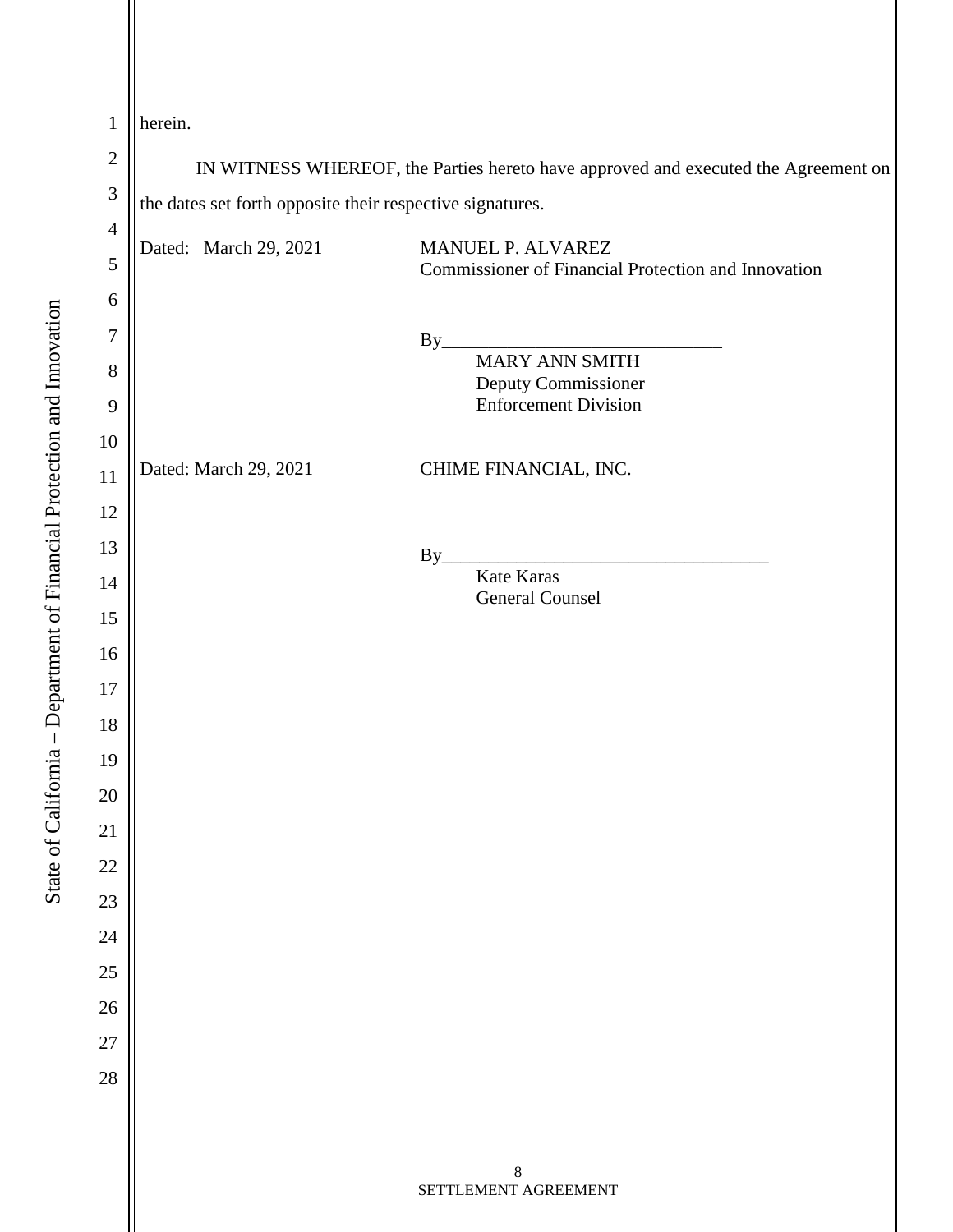herein.

IN WITNESS WHEREOF, the Parties hereto have approved and executed the Agreement on the dates set forth opposite their respective signatures.

Dated: March 29, 2021

MANUEL P. ALVAREZ
Commissioner of Financial Protection and Innovation

By______________________________
MARY ANN SMITH
Deputy Commissioner
Enforcement Division

Dated: March 29, 2021

CHIME FINANCIAL, INC.

By___________________________________
Kate Karas
General Counsel